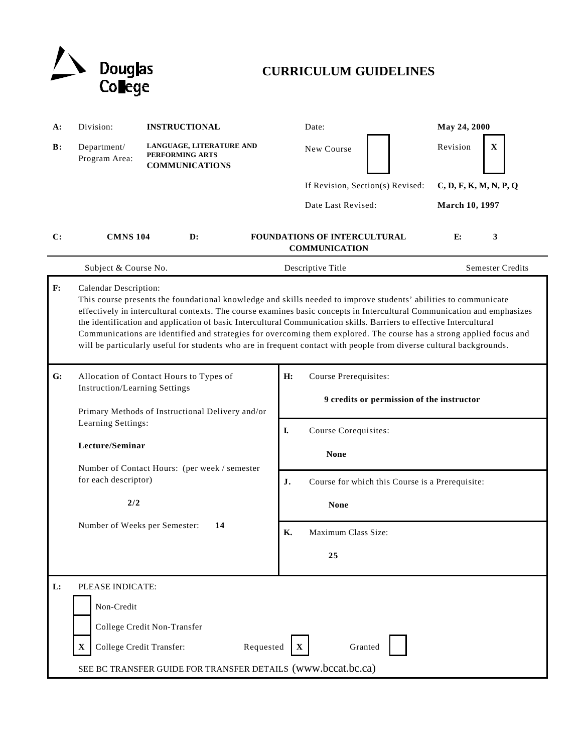Douglas College

# CURRICULUM GUIDELINES

| | | | | |
|---|---|---|---|---|
| **A:** | Division: | **INSTRUCTIONAL** | Date: | **May 24, 2000** |
| **B:** | Department/ Program Area: | **LANGUAGE, LITERATURE AND PERFORMING ARTS COMMUNICATIONS** | New Course [ ] | Revision [X] |
| | | | If Revision, Section(s) Revised: | **C, D, F, K, M, N, P, Q** |
| | | | Date Last Revised: | **March 10, 1997** |

| **C:** | **CMNS 104** | **D:** | **FOUNDATIONS OF INTERCULTURAL COMMUNICATION** | **E:** | **3** |
|---|---|---|---|---|---|
| | Subject & Course No. | | Descriptive Title | | Semester Credits |

**F:** Calendar Description:

This course presents the foundational knowledge and skills needed to improve students' abilities to communicate effectively in intercultural contexts. The course examines basic concepts in Intercultural Communication and emphasizes the identification and application of basic Intercultural Communication skills. Barriers to effective Intercultural Communications are identified and strategies for overcoming them explored. The course has a strong applied focus and will be particularly useful for students who are in frequent contact with people from diverse cultural backgrounds.

**G:** Allocation of Contact Hours to Types of Instruction/Learning Settings

Primary Methods of Instructional Delivery and/or Learning Settings:

**Lecture/Seminar**

Number of Contact Hours: (per week / semester for each descriptor)

**2/2**

Number of Weeks per Semester: **14**

**H:** Course Prerequisites:

**9 credits or permission of the instructor**

**I.** Course Corequisites:

**None**

**J.** Course for which this Course is a Prerequisite:

**None**

**K.** Maximum Class Size:

**25**

**L:** PLEASE INDICATE:

- [ ] Non-Credit
- [ ] College Credit Non-Transfer
- [X] College Credit Transfer: Requested [X] Granted [ ]

SEE BC TRANSFER GUIDE FOR TRANSFER DETAILS (www.bccat.bc.ca)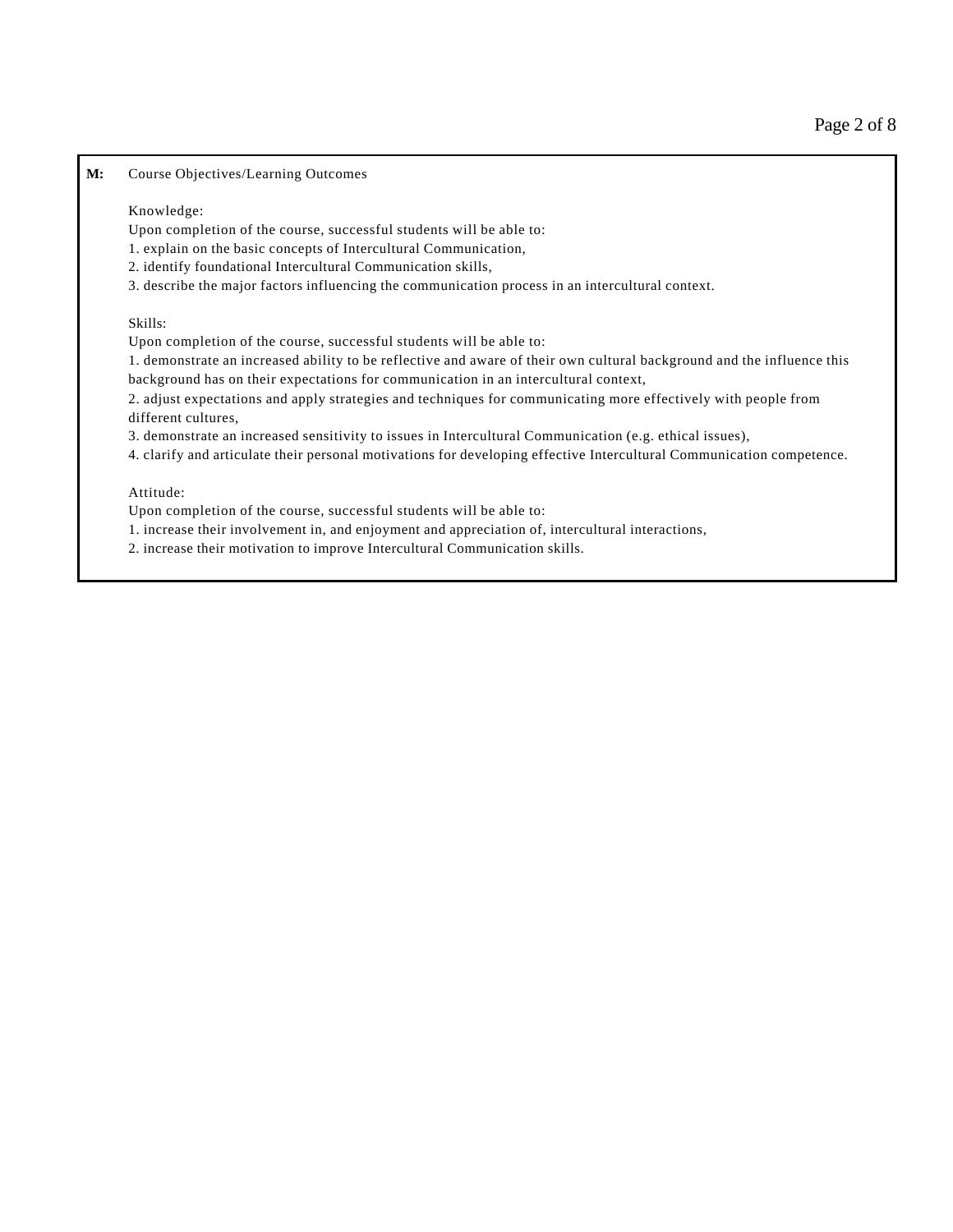**M:** Course Objectives/Learning Outcomes

Knowledge:
Upon completion of the course, successful students will be able to:
1. explain on the basic concepts of Intercultural Communication,
2. identify foundational Intercultural Communication skills,
3. describe the major factors influencing the communication process in an intercultural context.

Skills:
Upon completion of the course, successful students will be able to:
1. demonstrate an increased ability to be reflective and aware of their own cultural background and the influence this background has on their expectations for communication in an intercultural context,
2. adjust expectations and apply strategies and techniques for communicating more effectively with people from different cultures,
3. demonstrate an increased sensitivity to issues in Intercultural Communication (e.g. ethical issues),
4. clarify and articulate their personal motivations for developing effective Intercultural Communication competence.

Attitude:
Upon completion of the course, successful students will be able to:
1. increase their involvement in, and enjoyment and appreciation of, intercultural interactions,
2. increase their motivation to improve Intercultural Communication skills.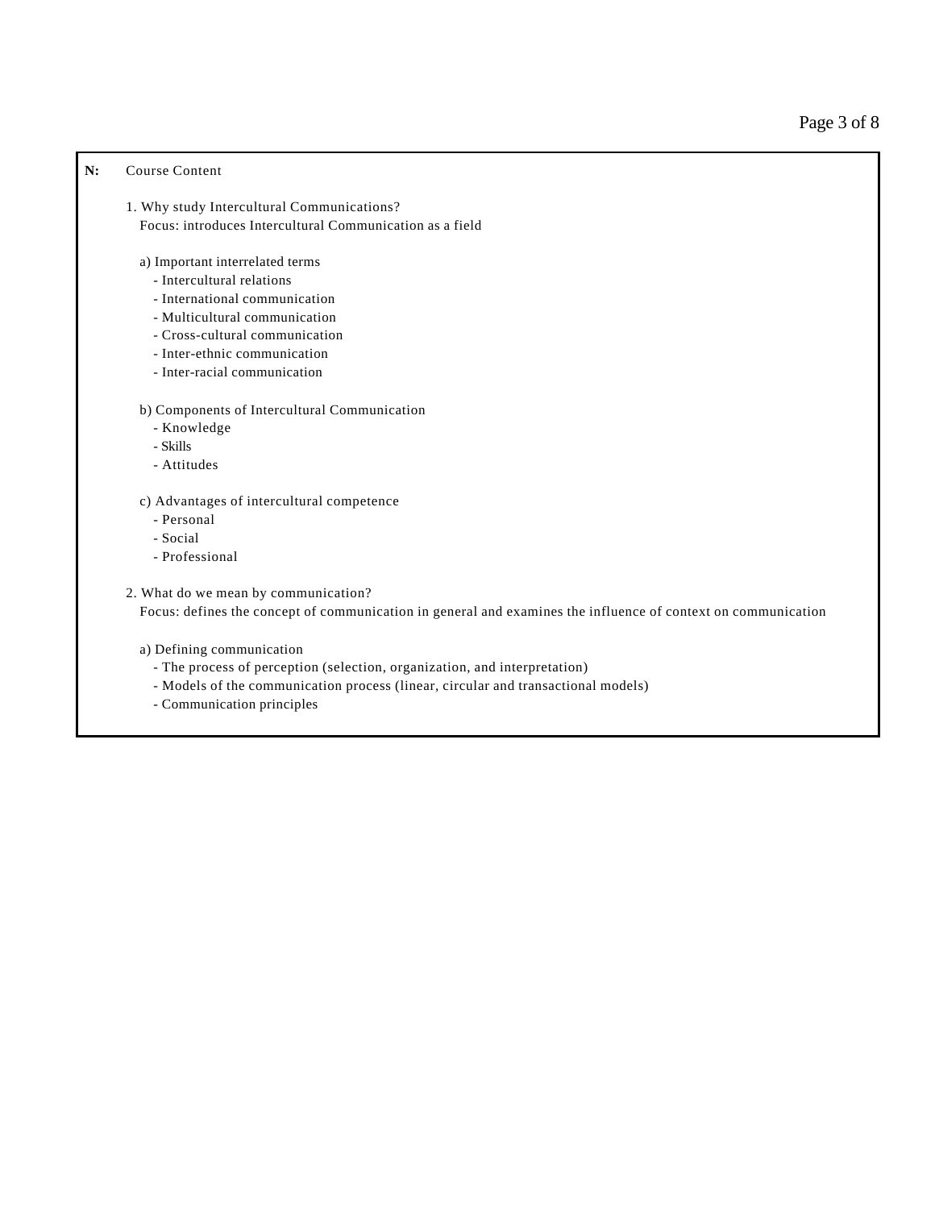**N:** Course Content

1. Why study Intercultural Communications?
   Focus: introduces Intercultural Communication as a field

   a) Important interrelated terms
      - Intercultural relations
      - International communication
      - Multicultural communication
      - Cross-cultural communication
      - Inter-ethnic communication
      - Inter-racial communication

   b) Components of Intercultural Communication
      - Knowledge
      - Skills
      - Attitudes

   c) Advantages of intercultural competence
      - Personal
      - Social
      - Professional

2. What do we mean by communication?
   Focus: defines the concept of communication in general and examines the influence of context on communication

   a) Defining communication
      - The process of perception (selection, organization, and interpretation)
      - Models of the communication process (linear, circular and transactional models)
      - Communication principles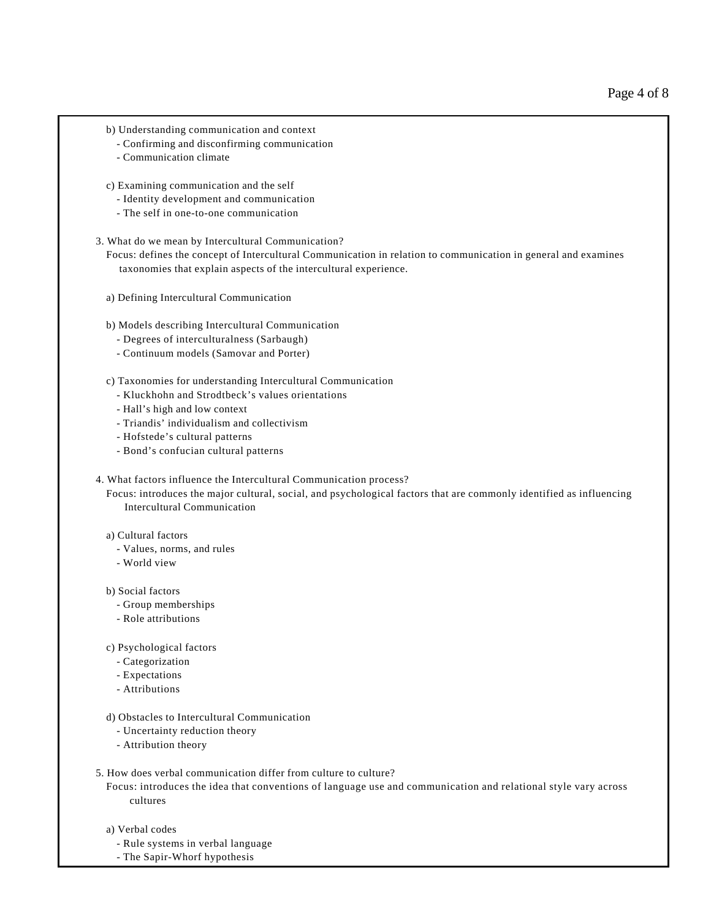b) Understanding communication and context
- Confirming and disconfirming communication
- Communication climate

c) Examining communication and the self
- Identity development and communication
- The self in one-to-one communication

3. What do we mean by Intercultural Communication?

Focus: defines the concept of Intercultural Communication in relation to communication in general and examines taxonomies that explain aspects of the intercultural experience.

a) Defining Intercultural Communication

b) Models describing Intercultural Communication
- Degrees of interculturalness (Sarbaugh)
- Continuum models (Samovar and Porter)

c) Taxonomies for understanding Intercultural Communication
- Kluckhohn and Strodtbeck's values orientations
- Hall's high and low context
- Triandis' individualism and collectivism
- Hofstede's cultural patterns
- Bond's confucian cultural patterns

4. What factors influence the Intercultural Communication process?

Focus: introduces the major cultural, social, and psychological factors that are commonly identified as influencing Intercultural Communication

a) Cultural factors
- Values, norms, and rules
- World view

b) Social factors
- Group memberships
- Role attributions

c) Psychological factors
- Categorization
- Expectations
- Attributions

d) Obstacles to Intercultural Communication
- Uncertainty reduction theory
- Attribution theory

5. How does verbal communication differ from culture to culture?

Focus: introduces the idea that conventions of language use and communication and relational style vary across cultures

a) Verbal codes
- Rule systems in verbal language
- The Sapir-Whorf hypothesis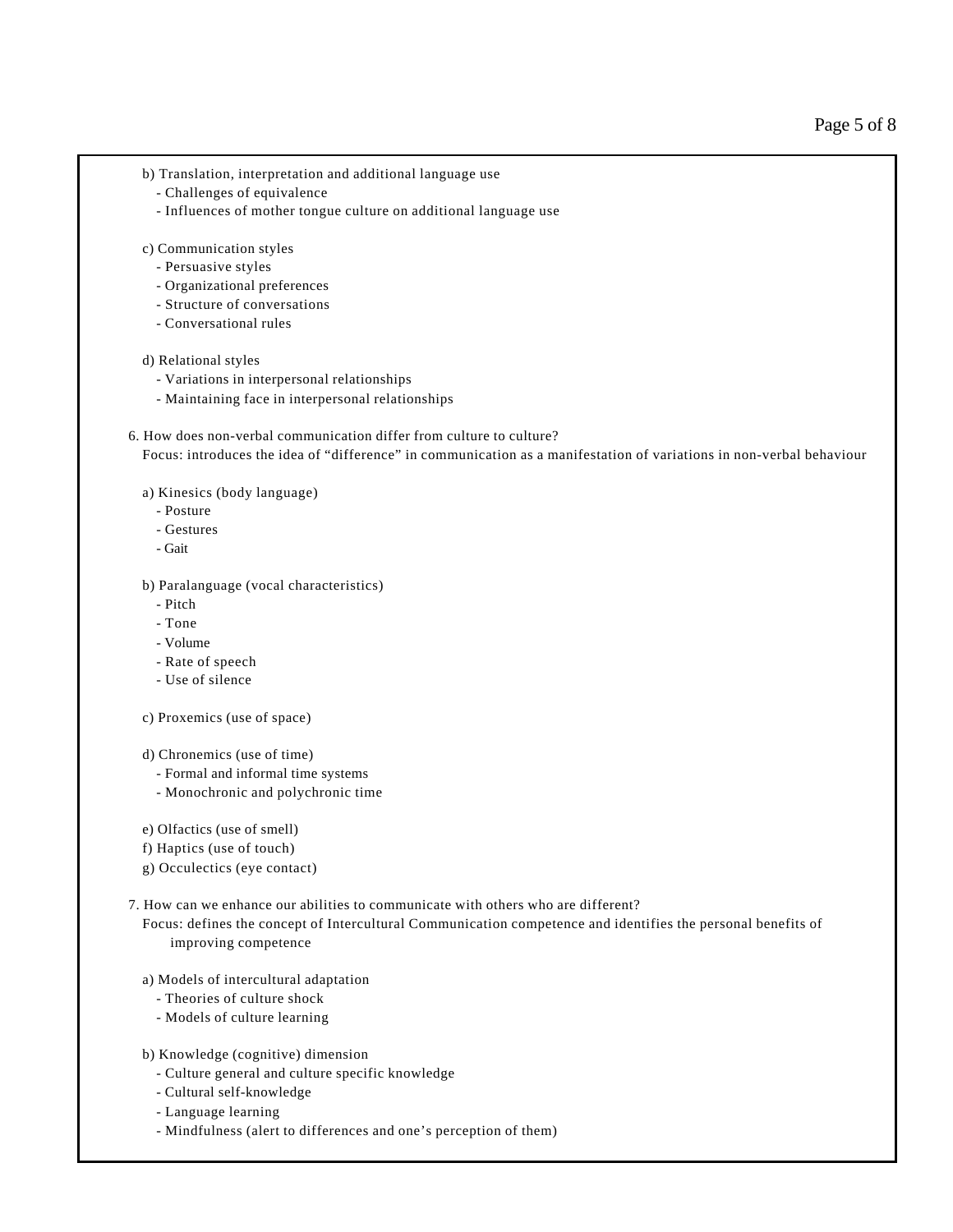b) Translation, interpretation and additional language use
  - Challenges of equivalence
  - Influences of mother tongue culture on additional language use

c) Communication styles
  - Persuasive styles
  - Organizational preferences
  - Structure of conversations
  - Conversational rules

d) Relational styles
  - Variations in interpersonal relationships
  - Maintaining face in interpersonal relationships

6. How does non-verbal communication differ from culture to culture?
   Focus: introduces the idea of "difference" in communication as a manifestation of variations in non-verbal behaviour

a) Kinesics (body language)
  - Posture
  - Gestures
  - Gait

b) Paralanguage (vocal characteristics)
  - Pitch
  - Tone
  - Volume
  - Rate of speech
  - Use of silence

c) Proxemics (use of space)

d) Chronemics (use of time)
  - Formal and informal time systems
  - Monochronic and polychronic time

e) Olfactics (use of smell)
f) Haptics (use of touch)
g) Occulectics (eye contact)

7. How can we enhance our abilities to communicate with others who are different?
   Focus: defines the concept of Intercultural Communication competence and identifies the personal benefits of improving competence

a) Models of intercultural adaptation
  - Theories of culture shock
  - Models of culture learning

b) Knowledge (cognitive) dimension
  - Culture general and culture specific knowledge
  - Cultural self-knowledge
  - Language learning
  - Mindfulness (alert to differences and one's perception of them)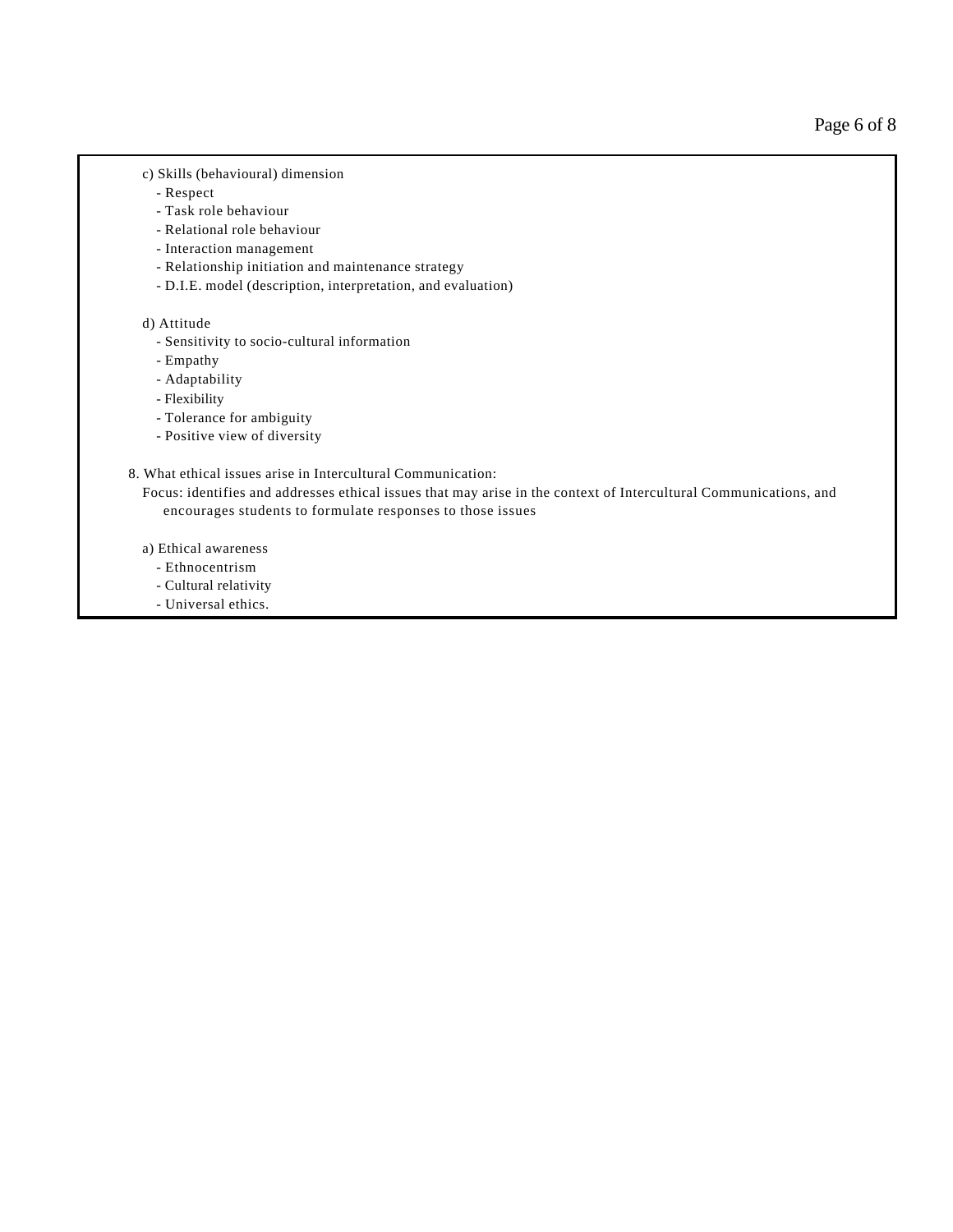c) Skills (behavioural) dimension

- Respect
- Task role behaviour
- Relational role behaviour
- Interaction management
- Relationship initiation and maintenance strategy
- D.I.E. model (description, interpretation, and evaluation)

d) Attitude

- Sensitivity to socio-cultural information
- Empathy
- Adaptability
- Flexibility
- Tolerance for ambiguity
- Positive view of diversity

8. What ethical issues arise in Intercultural Communication:

Focus: identifies and addresses ethical issues that may arise in the context of Intercultural Communications, and encourages students to formulate responses to those issues

a) Ethical awareness

- Ethnocentrism
- Cultural relativity
- Universal ethics.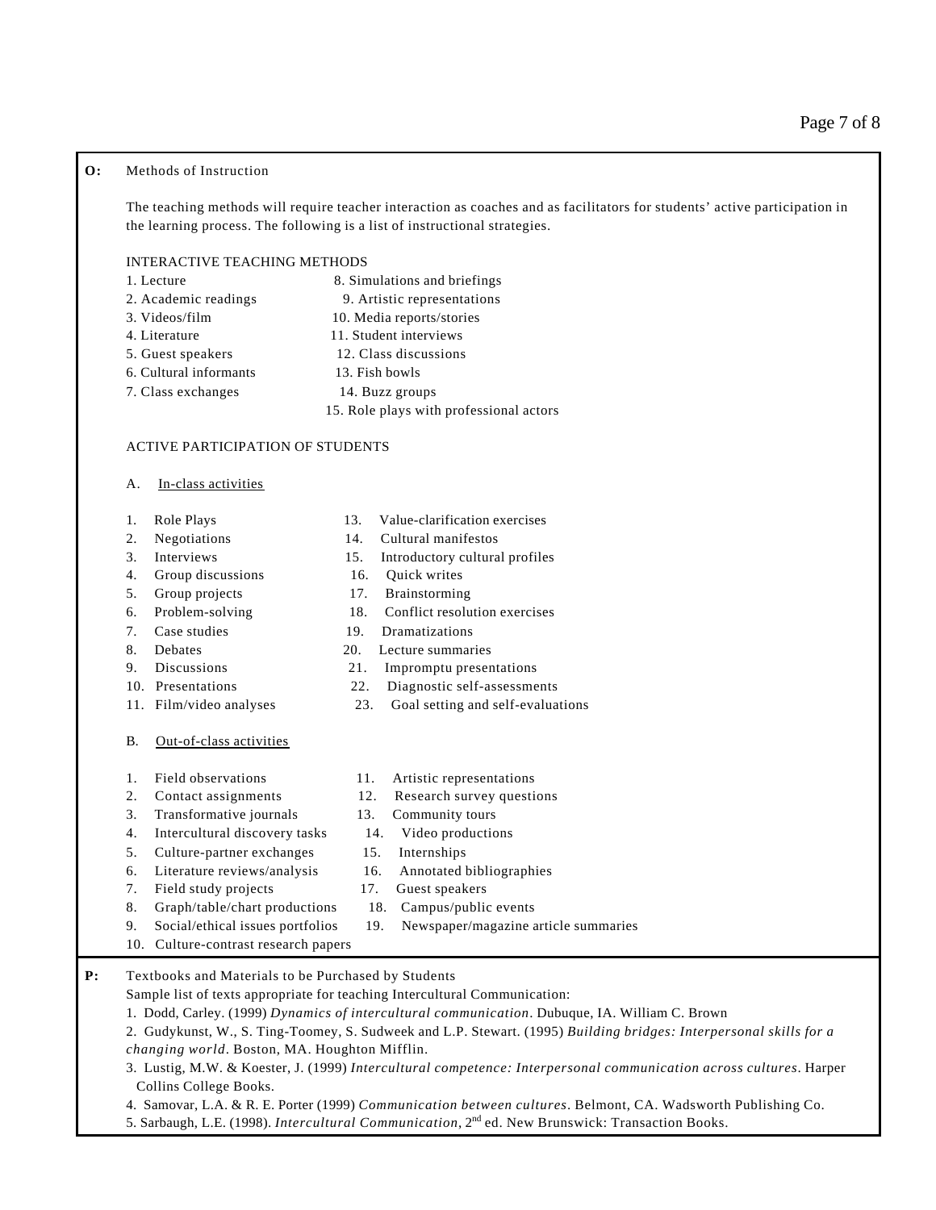**O:** Methods of Instruction

The teaching methods will require teacher interaction as coaches and as facilitators for students' active participation in the learning process. The following is a list of instructional strategies.

INTERACTIVE TEACHING METHODS

1. Lecture
2. Academic readings
3. Videos/film
4. Literature
5. Guest speakers
6. Cultural informants
7. Class exchanges
8. Simulations and briefings
9. Artistic representations
10. Media reports/stories
11. Student interviews
12. Class discussions
13. Fish bowls
14. Buzz groups
15. Role plays with professional actors

ACTIVE PARTICIPATION OF STUDENTS

A. <u>In-class activities</u>

1. Role Plays
2. Negotiations
3. Interviews
4. Group discussions
5. Group projects
6. Problem-solving
7. Case studies
8. Debates
9. Discussions
10. Presentations
11. Film/video analyses
12. Value-clarification exercises
13. Cultural manifestos
14. Introductory cultural profiles
15. Quick writes
16. Brainstorming
17. Conflict resolution exercises
18. Dramatizations
19. Lecture summaries
20. Impromptu presentations
21. Diagnostic self-assessments
22. Goal setting and self-evaluations

B. <u>Out-of-class activities</u>

1. Field observations
2. Contact assignments
3. Transformative journals
4. Intercultural discovery tasks
5. Culture-partner exchanges
6. Literature reviews/analysis
7. Field study projects
8. Graph/table/chart productions
9. Social/ethical issues portfolios
10. Culture-contrast research papers
11. Artistic representations
12. Research survey questions
13. Community tours
14. Video productions
15. Internships
16. Annotated bibliographies
17. Guest speakers
18. Campus/public events
19. Newspaper/magazine article summaries

**P:** Textbooks and Materials to be Purchased by Students

Sample list of texts appropriate for teaching Intercultural Communication:

1. Dodd, Carley. (1999) *Dynamics of intercultural communication*. Dubuque, IA. William C. Brown
2. Gudykunst, W., S. Ting-Toomey, S. Sudweek and L.P. Stewart. (1995) *Building bridges: Interpersonal skills for a changing world*. Boston, MA. Houghton Mifflin.
3. Lustig, M.W. & Koester, J. (1999) *Intercultural competence: Interpersonal communication across cultures*. Harper Collins College Books.
4. Samovar, L.A. & R. E. Porter (1999) *Communication between cultures*. Belmont, CA. Wadsworth Publishing Co.
5. Sarbaugh, L.E. (1998). *Intercultural Communication*, 2nd ed. New Brunswick: Transaction Books.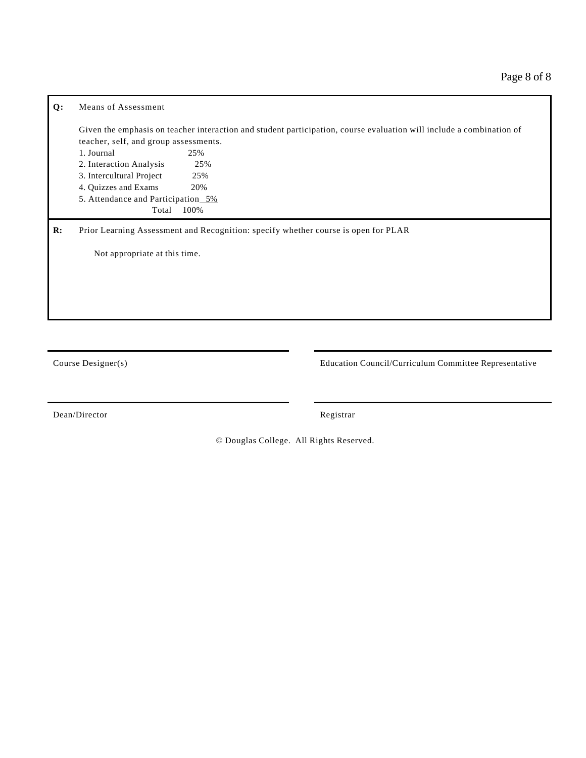**Q:** Means of Assessment

Given the emphasis on teacher interaction and student participation, course evaluation will include a combination of teacher, self, and group assessments.

| | |
|---|---|
| 1. Journal | 25% |
| 2. Interaction Analysis | 25% |
| 3. Intercultural Project | 25% |
| 4. Quizzes and Exams | 20% |
| 5. Attendance and Participation | 5% |
| Total | 100% |

**R:** Prior Learning Assessment and Recognition: specify whether course is open for PLAR

Not appropriate at this time.

Course Designer(s)

Education Council/Curriculum Committee Representative

Dean/Director

Registrar

© Douglas College. All Rights Reserved.